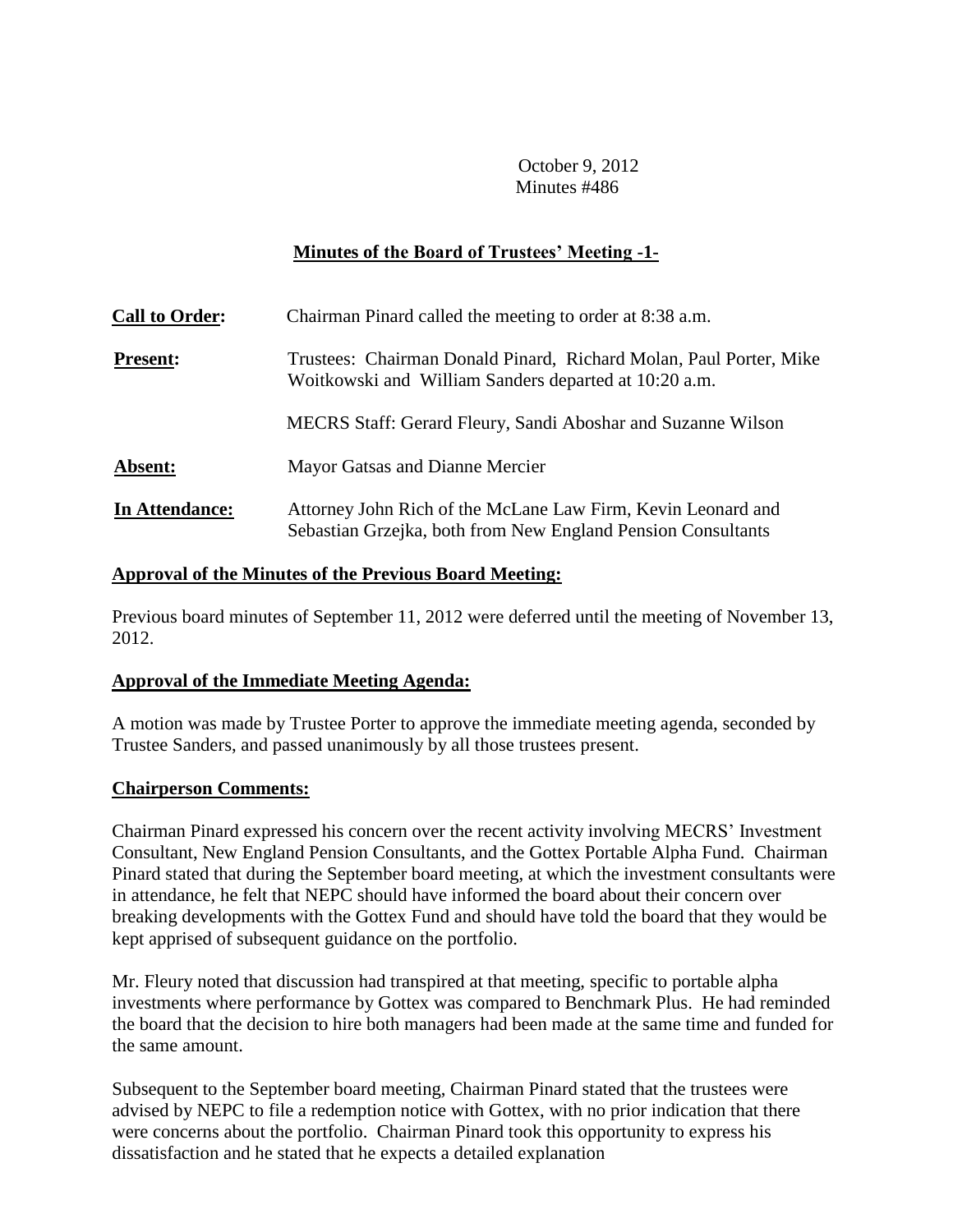October 9, 2012
Minutes #486

## Minutes of the Board of Trustees' Meeting -1-

| | |
|---|---|
| **Call to Order:** | Chairman Pinard called the meeting to order at 8:38 a.m. |
| **Present:** | Trustees: Chairman Donald Pinard, Richard Molan, Paul Porter, Mike Woitkowski and William Sanders departed at 10:20 a.m. |
| | MECRS Staff: Gerard Fleury, Sandi Aboshar and Suzanne Wilson |
| **Absent:** | Mayor Gatsas and Dianne Mercier |
| **In Attendance:** | Attorney John Rich of the McLane Law Firm, Kevin Leonard and Sebastian Grzejka, both from New England Pension Consultants |

### Approval of the Minutes of the Previous Board Meeting:

Previous board minutes of September 11, 2012 were deferred until the meeting of November 13, 2012.

### Approval of the Immediate Meeting Agenda:

A motion was made by Trustee Porter to approve the immediate meeting agenda, seconded by Trustee Sanders, and passed unanimously by all those trustees present.

### Chairperson Comments:

Chairman Pinard expressed his concern over the recent activity involving MECRS' Investment Consultant, New England Pension Consultants, and the Gottex Portable Alpha Fund. Chairman Pinard stated that during the September board meeting, at which the investment consultants were in attendance, he felt that NEPC should have informed the board about their concern over breaking developments with the Gottex Fund and should have told the board that they would be kept apprised of subsequent guidance on the portfolio.

Mr. Fleury noted that discussion had transpired at that meeting, specific to portable alpha investments where performance by Gottex was compared to Benchmark Plus. He had reminded the board that the decision to hire both managers had been made at the same time and funded for the same amount.

Subsequent to the September board meeting, Chairman Pinard stated that the trustees were advised by NEPC to file a redemption notice with Gottex, with no prior indication that there were concerns about the portfolio. Chairman Pinard took this opportunity to express his dissatisfaction and he stated that he expects a detailed explanation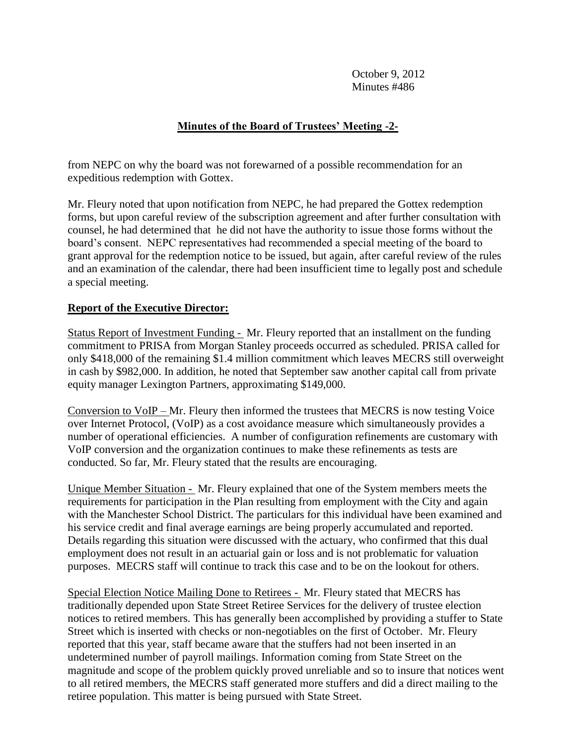October 9, 2012
Minutes #486

## Minutes of the Board of Trustees' Meeting -2-

from NEPC on why the board was not forewarned of a possible recommendation for an expeditious redemption with Gottex.

Mr. Fleury noted that upon notification from NEPC, he had prepared the Gottex redemption forms, but upon careful review of the subscription agreement and after further consultation with counsel, he had determined that he did not have the authority to issue those forms without the board's consent. NEPC representatives had recommended a special meeting of the board to grant approval for the redemption notice to be issued, but again, after careful review of the rules and an examination of the calendar, there had been insufficient time to legally post and schedule a special meeting.

**Report of the Executive Director:**

Status Report of Investment Funding - Mr. Fleury reported that an installment on the funding commitment to PRISA from Morgan Stanley proceeds occurred as scheduled. PRISA called for only $418,000 of the remaining $1.4 million commitment which leaves MECRS still overweight in cash by $982,000. In addition, he noted that September saw another capital call from private equity manager Lexington Partners, approximating $149,000.

Conversion to VoIP – Mr. Fleury then informed the trustees that MECRS is now testing Voice over Internet Protocol, (VoIP) as a cost avoidance measure which simultaneously provides a number of operational efficiencies. A number of configuration refinements are customary with VoIP conversion and the organization continues to make these refinements as tests are conducted. So far, Mr. Fleury stated that the results are encouraging.

Unique Member Situation - Mr. Fleury explained that one of the System members meets the requirements for participation in the Plan resulting from employment with the City and again with the Manchester School District. The particulars for this individual have been examined and his service credit and final average earnings are being properly accumulated and reported. Details regarding this situation were discussed with the actuary, who confirmed that this dual employment does not result in an actuarial gain or loss and is not problematic for valuation purposes. MECRS staff will continue to track this case and to be on the lookout for others.

Special Election Notice Mailing Done to Retirees - Mr. Fleury stated that MECRS has traditionally depended upon State Street Retiree Services for the delivery of trustee election notices to retired members. This has generally been accomplished by providing a stuffer to State Street which is inserted with checks or non-negotiables on the first of October. Mr. Fleury reported that this year, staff became aware that the stuffers had not been inserted in an undetermined number of payroll mailings. Information coming from State Street on the magnitude and scope of the problem quickly proved unreliable and so to insure that notices went to all retired members, the MECRS staff generated more stuffers and did a direct mailing to the retiree population. This matter is being pursued with State Street.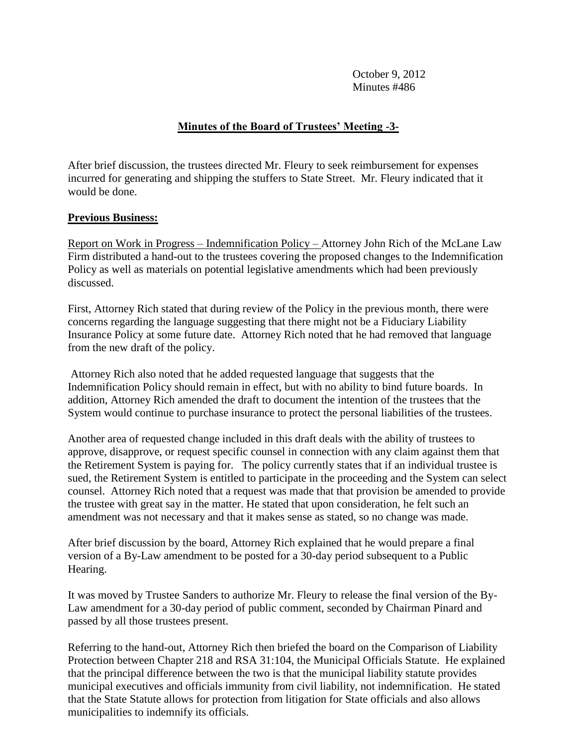**Minutes of the Board of Trustees' Meeting -3-**

After brief discussion, the trustees directed Mr. Fleury to seek reimbursement for expenses incurred for generating and shipping the stuffers to State Street. Mr. Fleury indicated that it would be done.

**Previous Business:**

Report on Work in Progress – Indemnification Policy – Attorney John Rich of the McLane Law Firm distributed a hand-out to the trustees covering the proposed changes to the Indemnification Policy as well as materials on potential legislative amendments which had been previously discussed.

First, Attorney Rich stated that during review of the Policy in the previous month, there were concerns regarding the language suggesting that there might not be a Fiduciary Liability Insurance Policy at some future date. Attorney Rich noted that he had removed that language from the new draft of the policy.

Attorney Rich also noted that he added requested language that suggests that the Indemnification Policy should remain in effect, but with no ability to bind future boards. In addition, Attorney Rich amended the draft to document the intention of the trustees that the System would continue to purchase insurance to protect the personal liabilities of the trustees.

Another area of requested change included in this draft deals with the ability of trustees to approve, disapprove, or request specific counsel in connection with any claim against them that the Retirement System is paying for. The policy currently states that if an individual trustee is sued, the Retirement System is entitled to participate in the proceeding and the System can select counsel. Attorney Rich noted that a request was made that that provision be amended to provide the trustee with great say in the matter. He stated that upon consideration, he felt such an amendment was not necessary and that it makes sense as stated, so no change was made.

After brief discussion by the board, Attorney Rich explained that he would prepare a final version of a By-Law amendment to be posted for a 30-day period subsequent to a Public Hearing.

It was moved by Trustee Sanders to authorize Mr. Fleury to release the final version of the By-Law amendment for a 30-day period of public comment, seconded by Chairman Pinard and passed by all those trustees present.

Referring to the hand-out, Attorney Rich then briefed the board on the Comparison of Liability Protection between Chapter 218 and RSA 31:104, the Municipal Officials Statute. He explained that the principal difference between the two is that the municipal liability statute provides municipal executives and officials immunity from civil liability, not indemnification. He stated that the State Statute allows for protection from litigation for State officials and also allows municipalities to indemnify its officials.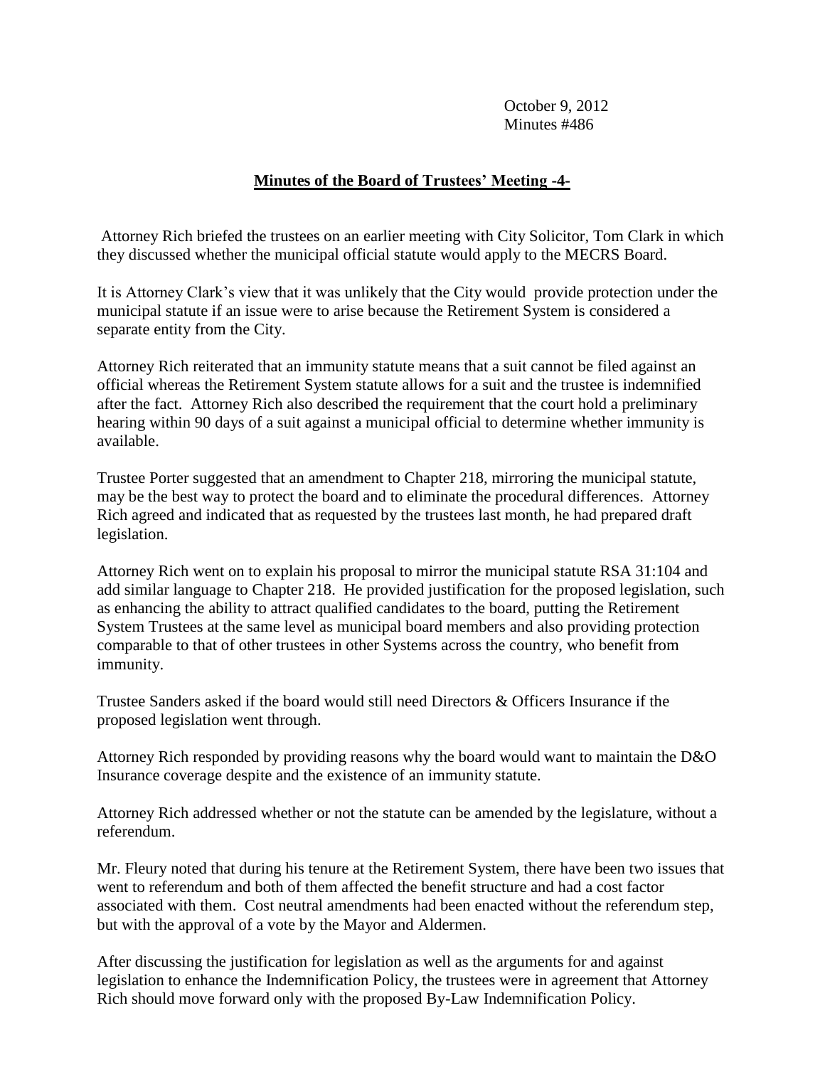October 9, 2012
Minutes #486

**Minutes of the Board of Trustees' Meeting -4-**

Attorney Rich briefed the trustees on an earlier meeting with City Solicitor, Tom Clark in which they discussed whether the municipal official statute would apply to the MECRS Board.

It is Attorney Clark's view that it was unlikely that the City would provide protection under the municipal statute if an issue were to arise because the Retirement System is considered a separate entity from the City.

Attorney Rich reiterated that an immunity statute means that a suit cannot be filed against an official whereas the Retirement System statute allows for a suit and the trustee is indemnified after the fact. Attorney Rich also described the requirement that the court hold a preliminary hearing within 90 days of a suit against a municipal official to determine whether immunity is available.

Trustee Porter suggested that an amendment to Chapter 218, mirroring the municipal statute, may be the best way to protect the board and to eliminate the procedural differences. Attorney Rich agreed and indicated that as requested by the trustees last month, he had prepared draft legislation.

Attorney Rich went on to explain his proposal to mirror the municipal statute RSA 31:104 and add similar language to Chapter 218. He provided justification for the proposed legislation, such as enhancing the ability to attract qualified candidates to the board, putting the Retirement System Trustees at the same level as municipal board members and also providing protection comparable to that of other trustees in other Systems across the country, who benefit from immunity.

Trustee Sanders asked if the board would still need Directors & Officers Insurance if the proposed legislation went through.

Attorney Rich responded by providing reasons why the board would want to maintain the D&O Insurance coverage despite and the existence of an immunity statute.

Attorney Rich addressed whether or not the statute can be amended by the legislature, without a referendum.

Mr. Fleury noted that during his tenure at the Retirement System, there have been two issues that went to referendum and both of them affected the benefit structure and had a cost factor associated with them. Cost neutral amendments had been enacted without the referendum step, but with the approval of a vote by the Mayor and Aldermen.

After discussing the justification for legislation as well as the arguments for and against legislation to enhance the Indemnification Policy, the trustees were in agreement that Attorney Rich should move forward only with the proposed By-Law Indemnification Policy.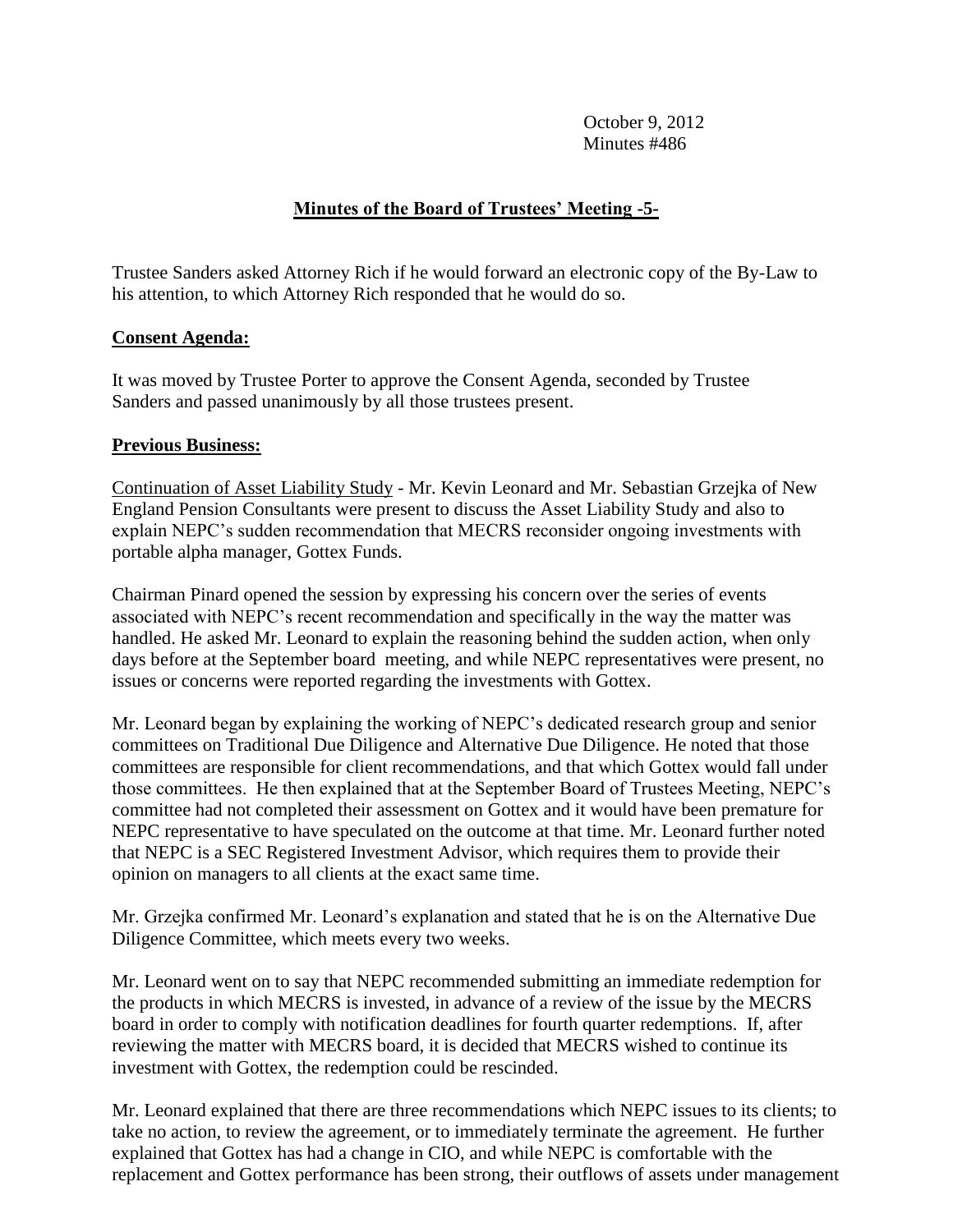Trustee Sanders asked Attorney Rich if he would forward an electronic copy of the By-Law to his attention, to which Attorney Rich responded that he would do so.

**Consent Agenda:**

It was moved by Trustee Porter to approve the Consent Agenda, seconded by Trustee Sanders and passed unanimously by all those trustees present.

**Previous Business:**

Continuation of Asset Liability Study - Mr. Kevin Leonard and Mr. Sebastian Grzejka of New England Pension Consultants were present to discuss the Asset Liability Study and also to explain NEPC's sudden recommendation that MECRS reconsider ongoing investments with portable alpha manager, Gottex Funds.

Chairman Pinard opened the session by expressing his concern over the series of events associated with NEPC's recent recommendation and specifically in the way the matter was handled. He asked Mr. Leonard to explain the reasoning behind the sudden action, when only days before at the September board meeting, and while NEPC representatives were present, no issues or concerns were reported regarding the investments with Gottex.

Mr. Leonard began by explaining the working of NEPC's dedicated research group and senior committees on Traditional Due Diligence and Alternative Due Diligence. He noted that those committees are responsible for client recommendations, and that which Gottex would fall under those committees. He then explained that at the September Board of Trustees Meeting, NEPC's committee had not completed their assessment on Gottex and it would have been premature for NEPC representative to have speculated on the outcome at that time. Mr. Leonard further noted that NEPC is a SEC Registered Investment Advisor, which requires them to provide their opinion on managers to all clients at the exact same time.

Mr. Grzejka confirmed Mr. Leonard's explanation and stated that he is on the Alternative Due Diligence Committee, which meets every two weeks.

Mr. Leonard went on to say that NEPC recommended submitting an immediate redemption for the products in which MECRS is invested, in advance of a review of the issue by the MECRS board in order to comply with notification deadlines for fourth quarter redemptions. If, after reviewing the matter with MECRS board, it is decided that MECRS wished to continue its investment with Gottex, the redemption could be rescinded.

Mr. Leonard explained that there are three recommendations which NEPC issues to its clients; to take no action, to review the agreement, or to immediately terminate the agreement. He further explained that Gottex has had a change in CIO, and while NEPC is comfortable with the replacement and Gottex performance has been strong, their outflows of assets under management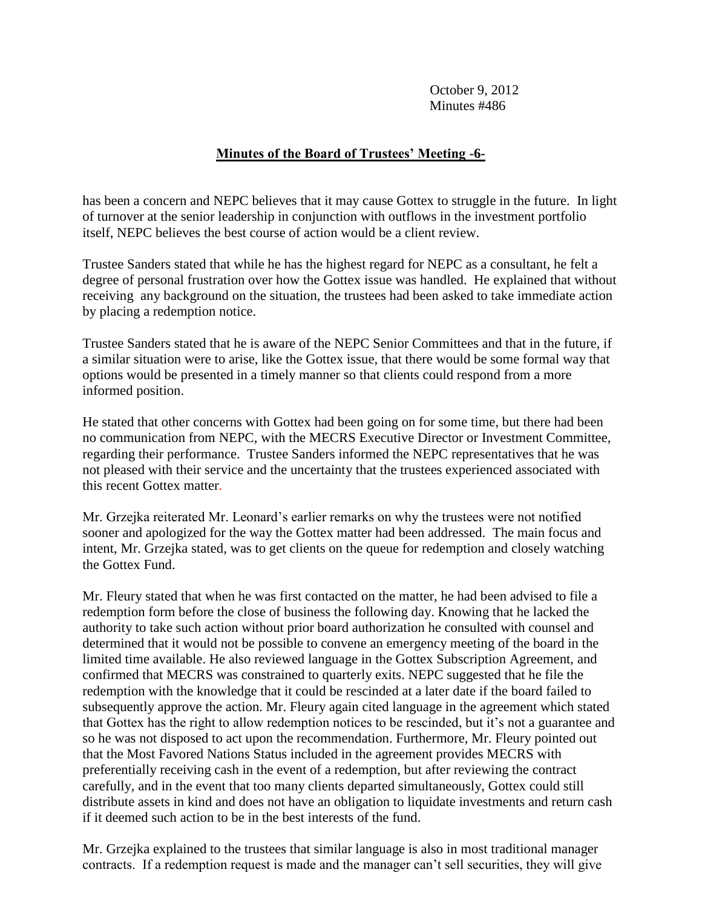has been a concern and NEPC believes that it may cause Gottex to struggle in the future. In light of turnover at the senior leadership in conjunction with outflows in the investment portfolio itself, NEPC believes the best course of action would be a client review.

Trustee Sanders stated that while he has the highest regard for NEPC as a consultant, he felt a degree of personal frustration over how the Gottex issue was handled. He explained that without receiving any background on the situation, the trustees had been asked to take immediate action by placing a redemption notice.

Trustee Sanders stated that he is aware of the NEPC Senior Committees and that in the future, if a similar situation were to arise, like the Gottex issue, that there would be some formal way that options would be presented in a timely manner so that clients could respond from a more informed position.

He stated that other concerns with Gottex had been going on for some time, but there had been no communication from NEPC, with the MECRS Executive Director or Investment Committee, regarding their performance. Trustee Sanders informed the NEPC representatives that he was not pleased with their service and the uncertainty that the trustees experienced associated with this recent Gottex matter.

Mr. Grzejka reiterated Mr. Leonard's earlier remarks on why the trustees were not notified sooner and apologized for the way the Gottex matter had been addressed. The main focus and intent, Mr. Grzejka stated, was to get clients on the queue for redemption and closely watching the Gottex Fund.

Mr. Fleury stated that when he was first contacted on the matter, he had been advised to file a redemption form before the close of business the following day. Knowing that he lacked the authority to take such action without prior board authorization he consulted with counsel and determined that it would not be possible to convene an emergency meeting of the board in the limited time available. He also reviewed language in the Gottex Subscription Agreement, and confirmed that MECRS was constrained to quarterly exits. NEPC suggested that he file the redemption with the knowledge that it could be rescinded at a later date if the board failed to subsequently approve the action. Mr. Fleury again cited language in the agreement which stated that Gottex has the right to allow redemption notices to be rescinded, but it's not a guarantee and so he was not disposed to act upon the recommendation. Furthermore, Mr. Fleury pointed out that the Most Favored Nations Status included in the agreement provides MECRS with preferentially receiving cash in the event of a redemption, but after reviewing the contract carefully, and in the event that too many clients departed simultaneously, Gottex could still distribute assets in kind and does not have an obligation to liquidate investments and return cash if it deemed such action to be in the best interests of the fund.

Mr. Grzejka explained to the trustees that similar language is also in most traditional manager contracts. If a redemption request is made and the manager can't sell securities, they will give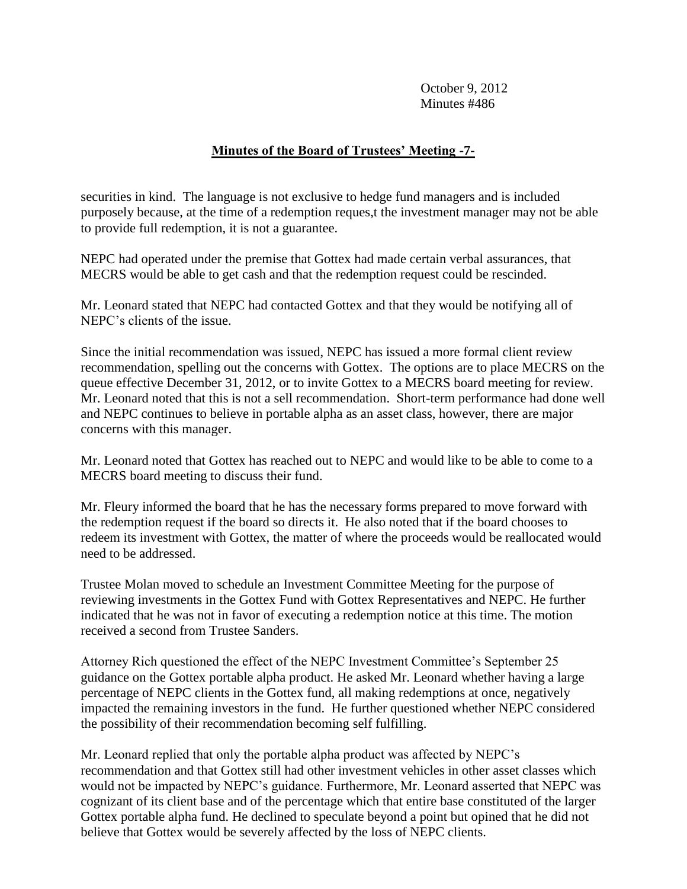securities in kind. The language is not exclusive to hedge fund managers and is included purposely because, at the time of a redemption reques,t the investment manager may not be able to provide full redemption, it is not a guarantee.

NEPC had operated under the premise that Gottex had made certain verbal assurances, that MECRS would be able to get cash and that the redemption request could be rescinded.

Mr. Leonard stated that NEPC had contacted Gottex and that they would be notifying all of NEPC's clients of the issue.

Since the initial recommendation was issued, NEPC has issued a more formal client review recommendation, spelling out the concerns with Gottex. The options are to place MECRS on the queue effective December 31, 2012, or to invite Gottex to a MECRS board meeting for review. Mr. Leonard noted that this is not a sell recommendation. Short-term performance had done well and NEPC continues to believe in portable alpha as an asset class, however, there are major concerns with this manager.

Mr. Leonard noted that Gottex has reached out to NEPC and would like to be able to come to a MECRS board meeting to discuss their fund.

Mr. Fleury informed the board that he has the necessary forms prepared to move forward with the redemption request if the board so directs it. He also noted that if the board chooses to redeem its investment with Gottex, the matter of where the proceeds would be reallocated would need to be addressed.

Trustee Molan moved to schedule an Investment Committee Meeting for the purpose of reviewing investments in the Gottex Fund with Gottex Representatives and NEPC. He further indicated that he was not in favor of executing a redemption notice at this time. The motion received a second from Trustee Sanders.

Attorney Rich questioned the effect of the NEPC Investment Committee's September 25 guidance on the Gottex portable alpha product. He asked Mr. Leonard whether having a large percentage of NEPC clients in the Gottex fund, all making redemptions at once, negatively impacted the remaining investors in the fund. He further questioned whether NEPC considered the possibility of their recommendation becoming self fulfilling.

Mr. Leonard replied that only the portable alpha product was affected by NEPC's recommendation and that Gottex still had other investment vehicles in other asset classes which would not be impacted by NEPC's guidance. Furthermore, Mr. Leonard asserted that NEPC was cognizant of its client base and of the percentage which that entire base constituted of the larger Gottex portable alpha fund. He declined to speculate beyond a point but opined that he did not believe that Gottex would be severely affected by the loss of NEPC clients.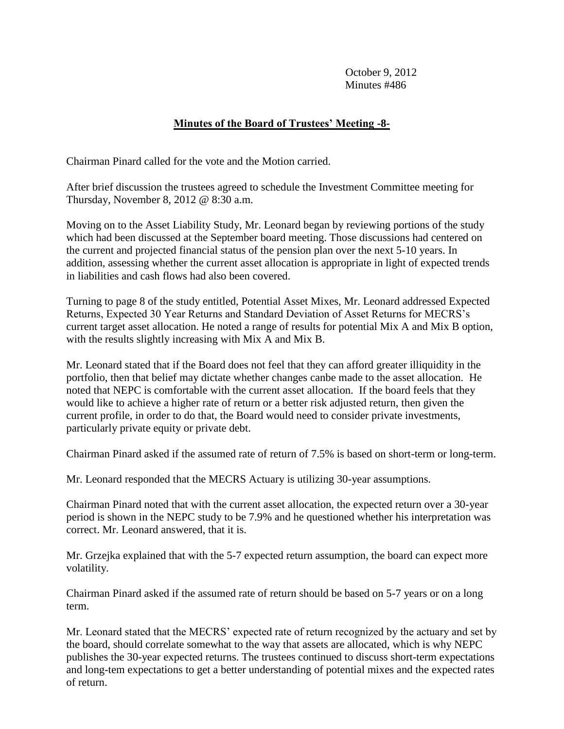October 9, 2012
Minutes #486

## Minutes of the Board of Trustees' Meeting -8-

Chairman Pinard called for the vote and the Motion carried.

After brief discussion the trustees agreed to schedule the Investment Committee meeting for Thursday, November 8, 2012 @ 8:30 a.m.

Moving on to the Asset Liability Study, Mr. Leonard began by reviewing portions of the study which had been discussed at the September board meeting. Those discussions had centered on the current and projected financial status of the pension plan over the next 5-10 years. In addition, assessing whether the current asset allocation is appropriate in light of expected trends in liabilities and cash flows had also been covered.

Turning to page 8 of the study entitled, Potential Asset Mixes, Mr. Leonard addressed Expected Returns, Expected 30 Year Returns and Standard Deviation of Asset Returns for MECRS's current target asset allocation. He noted a range of results for potential Mix A and Mix B option, with the results slightly increasing with Mix A and Mix B.

Mr. Leonard stated that if the Board does not feel that they can afford greater illiquidity in the portfolio, then that belief may dictate whether changes canbe made to the asset allocation. He noted that NEPC is comfortable with the current asset allocation. If the board feels that they would like to achieve a higher rate of return or a better risk adjusted return, then given the current profile, in order to do that, the Board would need to consider private investments, particularly private equity or private debt.

Chairman Pinard asked if the assumed rate of return of 7.5% is based on short-term or long-term.

Mr. Leonard responded that the MECRS Actuary is utilizing 30-year assumptions.

Chairman Pinard noted that with the current asset allocation, the expected return over a 30-year period is shown in the NEPC study to be 7.9% and he questioned whether his interpretation was correct. Mr. Leonard answered, that it is.

Mr. Grzejka explained that with the 5-7 expected return assumption, the board can expect more volatility.

Chairman Pinard asked if the assumed rate of return should be based on 5-7 years or on a long term.

Mr. Leonard stated that the MECRS' expected rate of return recognized by the actuary and set by the board, should correlate somewhat to the way that assets are allocated, which is why NEPC publishes the 30-year expected returns. The trustees continued to discuss short-term expectations and long-tem expectations to get a better understanding of potential mixes and the expected rates of return.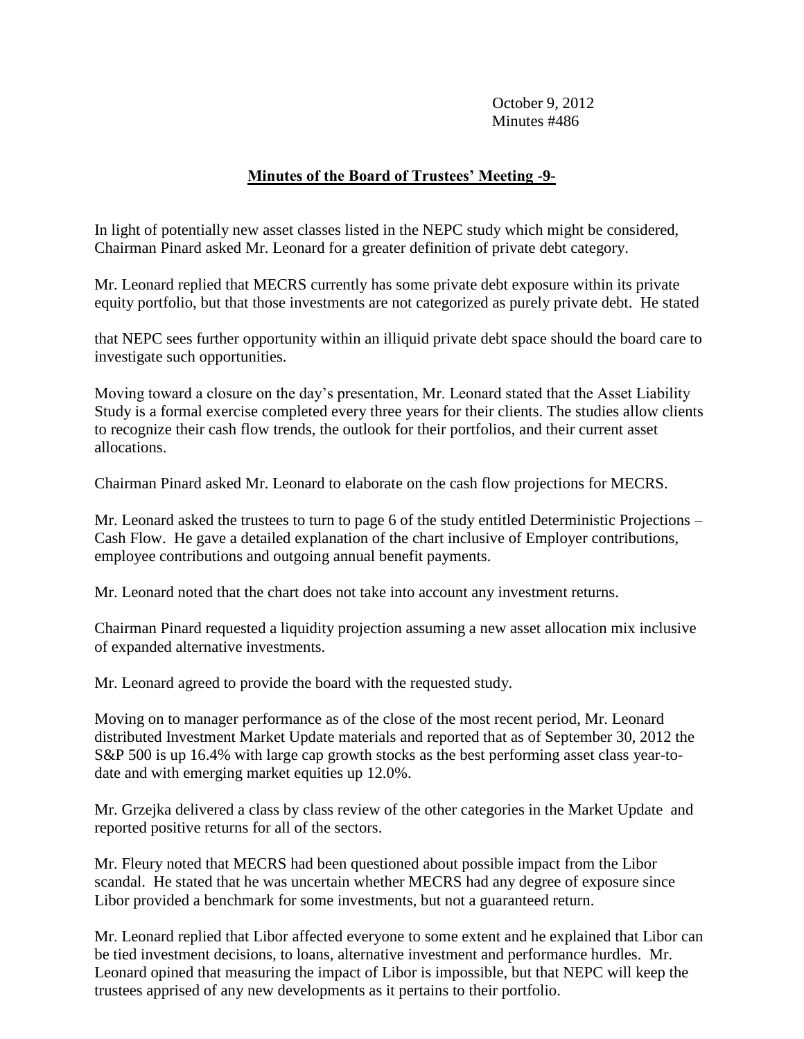October 9, 2012
Minutes #486

**Minutes of the Board of Trustees' Meeting -9-**

In light of potentially new asset classes listed in the NEPC study which might be considered, Chairman Pinard asked Mr. Leonard for a greater definition of private debt category.

Mr. Leonard replied that MECRS currently has some private debt exposure within its private equity portfolio, but that those investments are not categorized as purely private debt. He stated

that NEPC sees further opportunity within an illiquid private debt space should the board care to investigate such opportunities.

Moving toward a closure on the day's presentation, Mr. Leonard stated that the Asset Liability Study is a formal exercise completed every three years for their clients. The studies allow clients to recognize their cash flow trends, the outlook for their portfolios, and their current asset allocations.

Chairman Pinard asked Mr. Leonard to elaborate on the cash flow projections for MECRS.

Mr. Leonard asked the trustees to turn to page 6 of the study entitled Deterministic Projections – Cash Flow. He gave a detailed explanation of the chart inclusive of Employer contributions, employee contributions and outgoing annual benefit payments.

Mr. Leonard noted that the chart does not take into account any investment returns.

Chairman Pinard requested a liquidity projection assuming a new asset allocation mix inclusive of expanded alternative investments.

Mr. Leonard agreed to provide the board with the requested study.

Moving on to manager performance as of the close of the most recent period, Mr. Leonard distributed Investment Market Update materials and reported that as of September 30, 2012 the S&P 500 is up 16.4% with large cap growth stocks as the best performing asset class year-to-date and with emerging market equities up 12.0%.

Mr. Grzejka delivered a class by class review of the other categories in the Market Update and reported positive returns for all of the sectors.

Mr. Fleury noted that MECRS had been questioned about possible impact from the Libor scandal. He stated that he was uncertain whether MECRS had any degree of exposure since Libor provided a benchmark for some investments, but not a guaranteed return.

Mr. Leonard replied that Libor affected everyone to some extent and he explained that Libor can be tied investment decisions, to loans, alternative investment and performance hurdles. Mr. Leonard opined that measuring the impact of Libor is impossible, but that NEPC will keep the trustees apprised of any new developments as it pertains to their portfolio.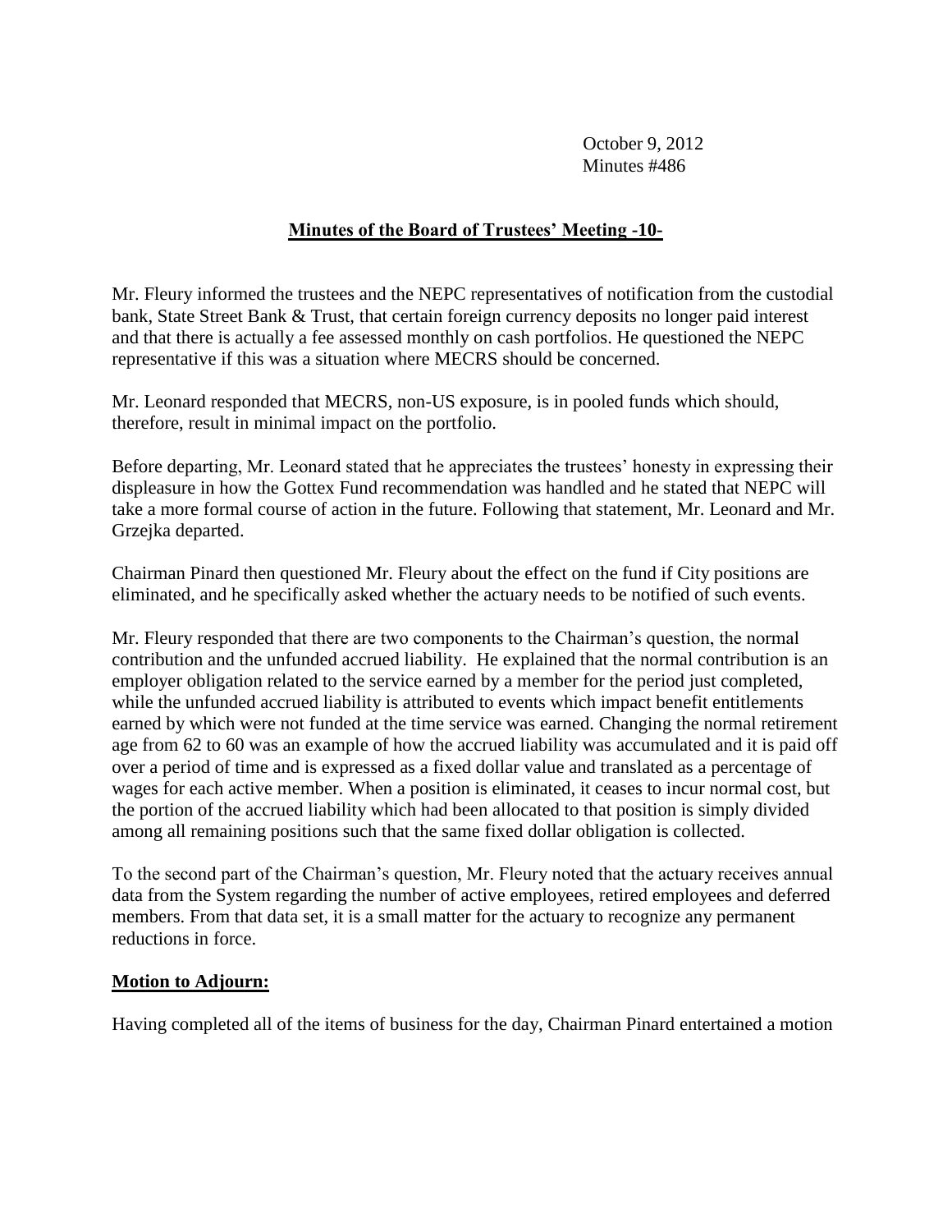October 9, 2012
Minutes #486

## Minutes of the Board of Trustees' Meeting -10-

Mr. Fleury informed the trustees and the NEPC representatives of notification from the custodial bank, State Street Bank & Trust, that certain foreign currency deposits no longer paid interest and that there is actually a fee assessed monthly on cash portfolios. He questioned the NEPC representative if this was a situation where MECRS should be concerned.

Mr. Leonard responded that MECRS, non-US exposure, is in pooled funds which should, therefore, result in minimal impact on the portfolio.

Before departing, Mr. Leonard stated that he appreciates the trustees' honesty in expressing their displeasure in how the Gottex Fund recommendation was handled and he stated that NEPC will take a more formal course of action in the future. Following that statement, Mr. Leonard and Mr. Grzejka departed.

Chairman Pinard then questioned Mr. Fleury about the effect on the fund if City positions are eliminated, and he specifically asked whether the actuary needs to be notified of such events.

Mr. Fleury responded that there are two components to the Chairman's question, the normal contribution and the unfunded accrued liability. He explained that the normal contribution is an employer obligation related to the service earned by a member for the period just completed, while the unfunded accrued liability is attributed to events which impact benefit entitlements earned by which were not funded at the time service was earned. Changing the normal retirement age from 62 to 60 was an example of how the accrued liability was accumulated and it is paid off over a period of time and is expressed as a fixed dollar value and translated as a percentage of wages for each active member. When a position is eliminated, it ceases to incur normal cost, but the portion of the accrued liability which had been allocated to that position is simply divided among all remaining positions such that the same fixed dollar obligation is collected.

To the second part of the Chairman's question, Mr. Fleury noted that the actuary receives annual data from the System regarding the number of active employees, retired employees and deferred members. From that data set, it is a small matter for the actuary to recognize any permanent reductions in force.

**Motion to Adjourn:**

Having completed all of the items of business for the day, Chairman Pinard entertained a motion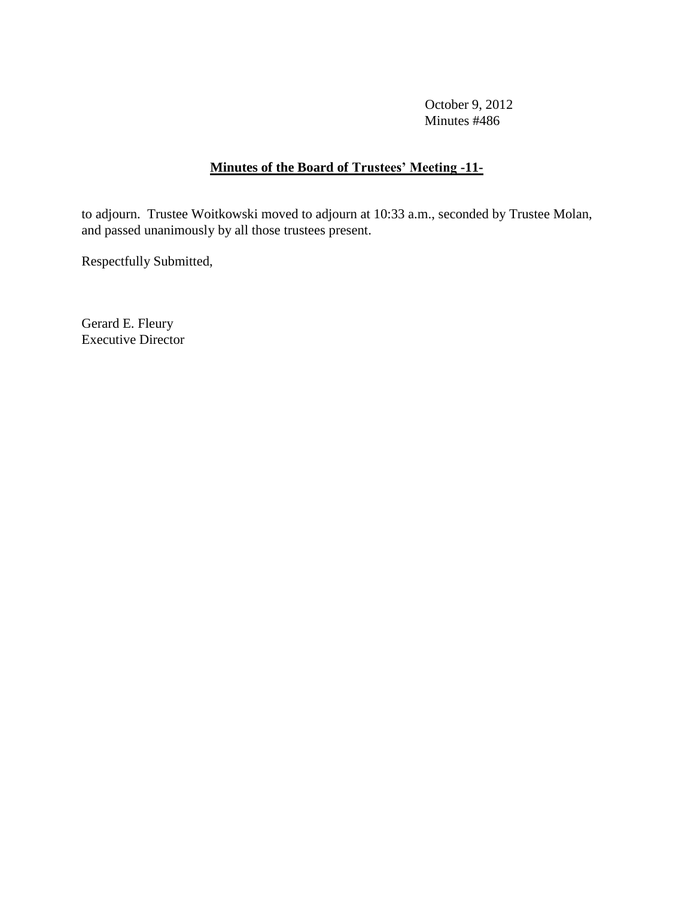to adjourn. Trustee Woitkowski moved to adjourn at 10:33 a.m., seconded by Trustee Molan, and passed unanimously by all those trustees present.

Respectfully Submitted,

Gerard E. Fleury  
Executive Director